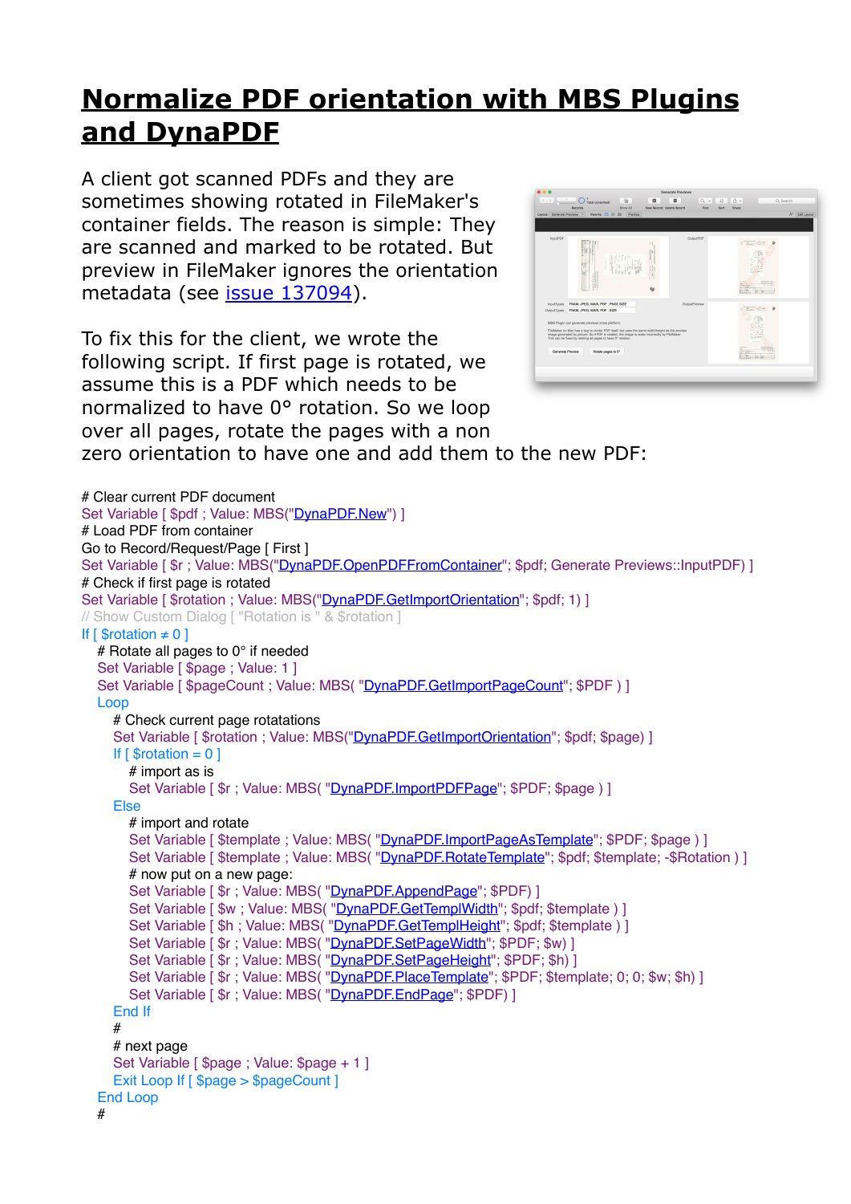# Normalize PDF orientation with MBS Plugins and DynaPDF

A client got scanned PDFs and they are sometimes showing rotated in FileMaker's container fields. The reason is simple: They are scanned and marked to be rotated. But preview in FileMaker ignores the orientation metadata (see [issue 137094](#)).

To fix this for the client, we wrote the following script. If first page is rotated, we assume this is a PDF which needs to be normalized to have 0° rotation. So we loop over all pages, rotate the pages with a non zero orientation to have one and add them to the new PDF:

```
# Clear current PDF document
Set Variable [ $pdf ; Value: MBS("DynaPDF.New") ]
# Load PDF from container
Go to Record/Request/Page [ First ]
Set Variable [ $r ; Value: MBS("DynaPDF.OpenPDFFromContainer"; $pdf; Generate Previews::InputPDF) ]
# Check if first page is rotated
Set Variable [ $rotation ; Value: MBS("DynaPDF.GetImportOrientation"; $pdf; 1) ]
// Show Custom Dialog [ "Rotation is " & $rotation ]
If [ $rotation ≠ 0 ]
    # Rotate all pages to 0° if needed
    Set Variable [ $page ; Value: 1 ]
    Set Variable [ $pageCount ; Value: MBS( "DynaPDF.GetImportPageCount"; $PDF ) ]
    Loop
        # Check current page rotatations
        Set Variable [ $rotation ; Value: MBS("DynaPDF.GetImportOrientation"; $pdf; $page) ]
        If [ $rotation = 0 ]
            # import as is
            Set Variable [ $r ; Value: MBS( "DynaPDF.ImportPDFPage"; $PDF; $page ) ]
        Else
            # import and rotate
            Set Variable [ $template ; Value: MBS( "DynaPDF.ImportPageAsTemplate"; $PDF; $page ) ]
            Set Variable [ $template ; Value: MBS( "DynaPDF.RotateTemplate"; $pdf; $template; -$Rotation ) ]
            # now put on a new page:
            Set Variable [ $r ; Value: MBS( "DynaPDF.AppendPage"; $PDF) ]
            Set Variable [ $w ; Value: MBS( "DynaPDF.GetTemplWidth"; $pdf; $template ) ]
            Set Variable [ $h ; Value: MBS( "DynaPDF.GetTemplHeight"; $pdf; $template ) ]
            Set Variable [ $r ; Value: MBS( "DynaPDF.SetPageWidth"; $PDF; $w) ]
            Set Variable [ $r ; Value: MBS( "DynaPDF.SetPageHeight"; $PDF; $h) ]
            Set Variable [ $r ; Value: MBS( "DynaPDF.PlaceTemplate"; $PDF; $template; 0; 0; $w; $h) ]
            Set Variable [ $r ; Value: MBS( "DynaPDF.EndPage"; $PDF) ]
        End If
        #
        # next page
        Set Variable [ $page ; Value: $page + 1 ]
        Exit Loop If [ $page > $pageCount ]
    End Loop
    #
```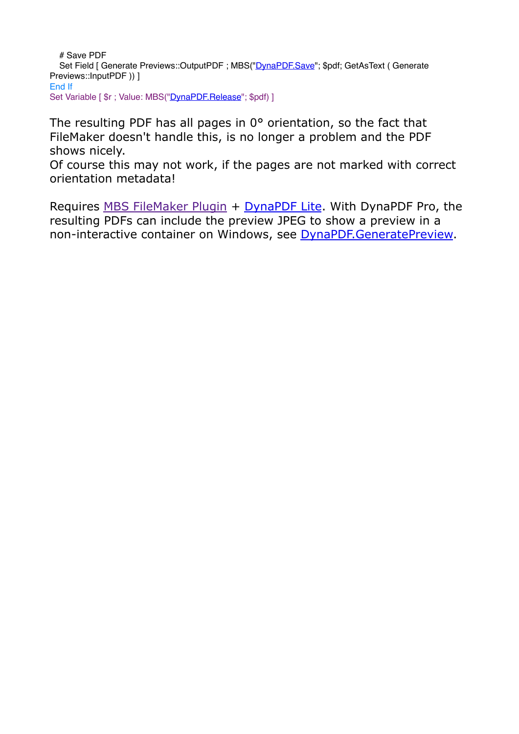```
    # Save PDF
    Set Field [ Generate Previews::OutputPDF ; MBS("DynaPDF.Save"; $pdf; GetAsText ( Generate Previews::InputPDF )) ]
End If
Set Variable [ $r ; Value: MBS("DynaPDF.Release"; $pdf) ]
```

The resulting PDF has all pages in 0° orientation, so the fact that FileMaker doesn't handle this, is no longer a problem and the PDF shows nicely.
Of course this may not work, if the pages are not marked with correct orientation metadata!

Requires MBS FileMaker Plugin + DynaPDF Lite. With DynaPDF Pro, the resulting PDFs can include the preview JPEG to show a preview in a non-interactive container on Windows, see DynaPDF.GeneratePreview.